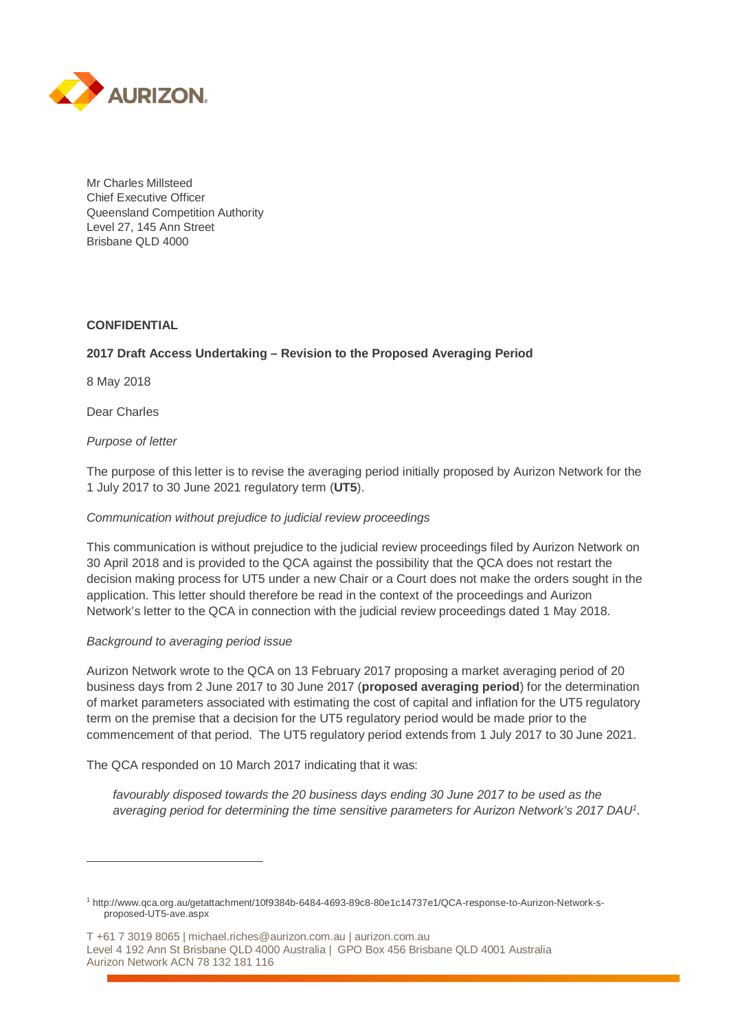Mr Charles Millsteed
Chief Executive Officer
Queensland Competition Authority
Level 27, 145 Ann Street
Brisbane QLD 4000

**CONFIDENTIAL**

**2017 Draft Access Undertaking – Revision to the Proposed Averaging Period**

8 May 2018

Dear Charles

*Purpose of letter*

The purpose of this letter is to revise the averaging period initially proposed by Aurizon Network for the 1 July 2017 to 30 June 2021 regulatory term (**UT5**).

*Communication without prejudice to judicial review proceedings*

This communication is without prejudice to the judicial review proceedings filed by Aurizon Network on 30 April 2018 and is provided to the QCA against the possibility that the QCA does not restart the decision making process for UT5 under a new Chair or a Court does not make the orders sought in the application. This letter should therefore be read in the context of the proceedings and Aurizon Network's letter to the QCA in connection with the judicial review proceedings dated 1 May 2018.

*Background to averaging period issue*

Aurizon Network wrote to the QCA on 13 February 2017 proposing a market averaging period of 20 business days from 2 June 2017 to 30 June 2017 (**proposed averaging period**) for the determination of market parameters associated with estimating the cost of capital and inflation for the UT5 regulatory term on the premise that a decision for the UT5 regulatory period would be made prior to the commencement of that period. The UT5 regulatory period extends from 1 July 2017 to 30 June 2021.

The QCA responded on 10 March 2017 indicating that it was:

> *favourably disposed towards the 20 business days ending 30 June 2017 to be used as the averaging period for determining the time sensitive parameters for Aurizon Network's 2017 DAU*[1].

---

[1] http://www.qca.org.au/getattachment/10f9384b-6484-4693-89c8-80e1c14737e1/QCA-response-to-Aurizon-Network-s-proposed-UT5-ave.aspx

T +61 7 3019 8065 | michael.riches@aurizon.com.au | aurizon.com.au
Level 4 192 Ann St Brisbane QLD 4000 Australia | GPO Box 456 Brisbane QLD 4001 Australia
Aurizon Network ACN 78 132 181 116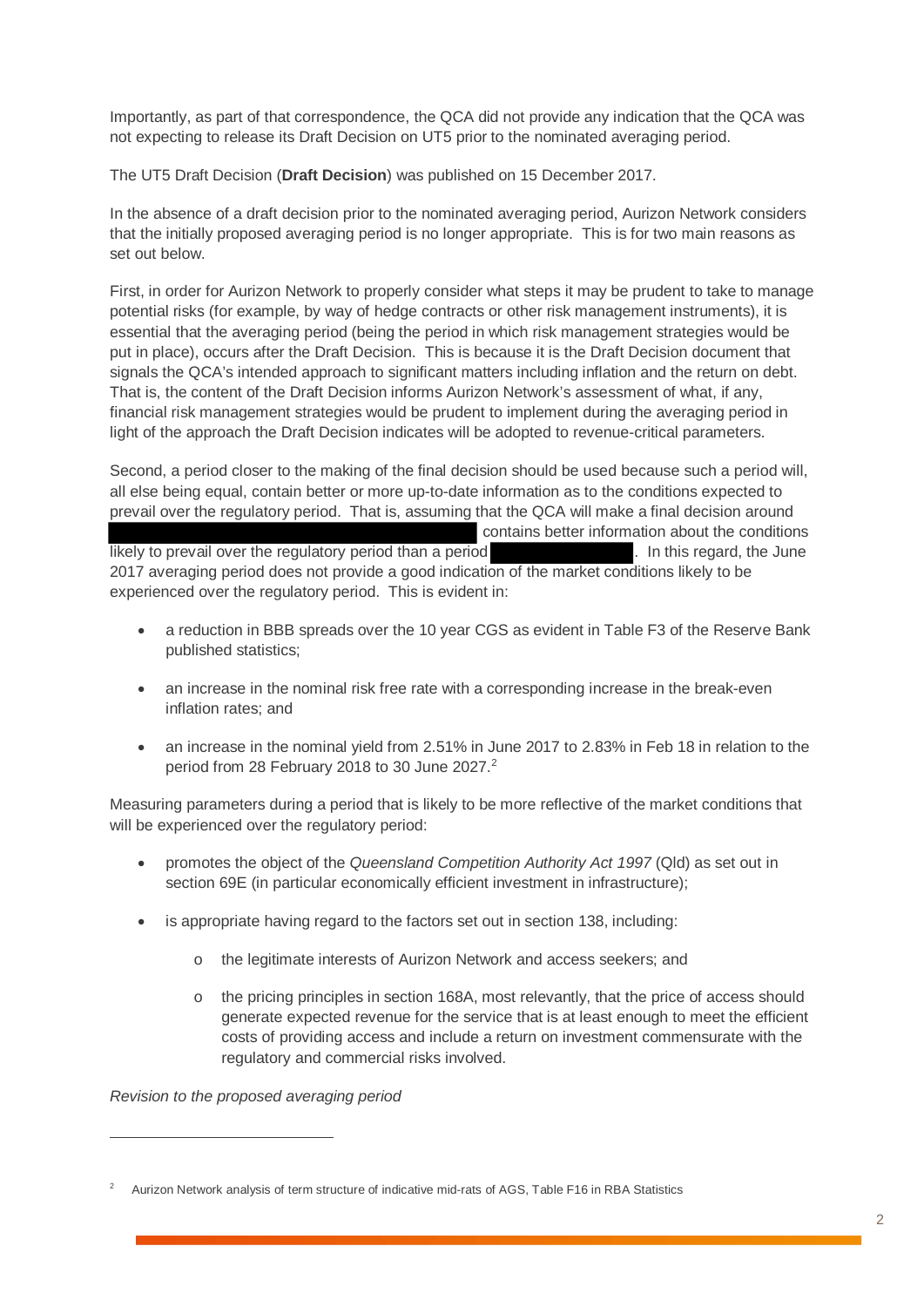Importantly, as part of that correspondence, the QCA did not provide any indication that the QCA was not expecting to release its Draft Decision on UT5 prior to the nominated averaging period.

The UT5 Draft Decision (**Draft Decision**) was published on 15 December 2017.

In the absence of a draft decision prior to the nominated averaging period, Aurizon Network considers that the initially proposed averaging period is no longer appropriate. This is for two main reasons as set out below.

First, in order for Aurizon Network to properly consider what steps it may be prudent to take to manage potential risks (for example, by way of hedge contracts or other risk management instruments), it is essential that the averaging period (being the period in which risk management strategies would be put in place), occurs after the Draft Decision. This is because it is the Draft Decision document that signals the QCA's intended approach to significant matters including inflation and the return on debt. That is, the content of the Draft Decision informs Aurizon Network's assessment of what, if any, financial risk management strategies would be prudent to implement during the averaging period in light of the approach the Draft Decision indicates will be adopted to revenue-critical parameters.

Second, a period closer to the making of the final decision should be used because such a period will, all else being equal, contain better or more up-to-date information as to the conditions expected to prevail over the regulatory period. That is, assuming that the QCA will make a final decision around [redacted] contains better information about the conditions likely to prevail over the regulatory period than a period [redacted]. In this regard, the June 2017 averaging period does not provide a good indication of the market conditions likely to be experienced over the regulatory period. This is evident in:

- a reduction in BBB spreads over the 10 year CGS as evident in Table F3 of the Reserve Bank published statistics;
- an increase in the nominal risk free rate with a corresponding increase in the break-even inflation rates; and
- an increase in the nominal yield from 2.51% in June 2017 to 2.83% in Feb 18 in relation to the period from 28 February 2018 to 30 June 2027.[2]

Measuring parameters during a period that is likely to be more reflective of the market conditions that will be experienced over the regulatory period:

- promotes the object of the *Queensland Competition Authority Act 1997* (Qld) as set out in section 69E (in particular economically efficient investment in infrastructure);
- is appropriate having regard to the factors set out in section 138, including:
  - the legitimate interests of Aurizon Network and access seekers; and
  - the pricing principles in section 168A, most relevantly, that the price of access should generate expected revenue for the service that is at least enough to meet the efficient costs of providing access and include a return on investment commensurate with the regulatory and commercial risks involved.

*Revision to the proposed averaging period*

---

[2] Aurizon Network analysis of term structure of indicative mid-rats of AGS, Table F16 in RBA Statistics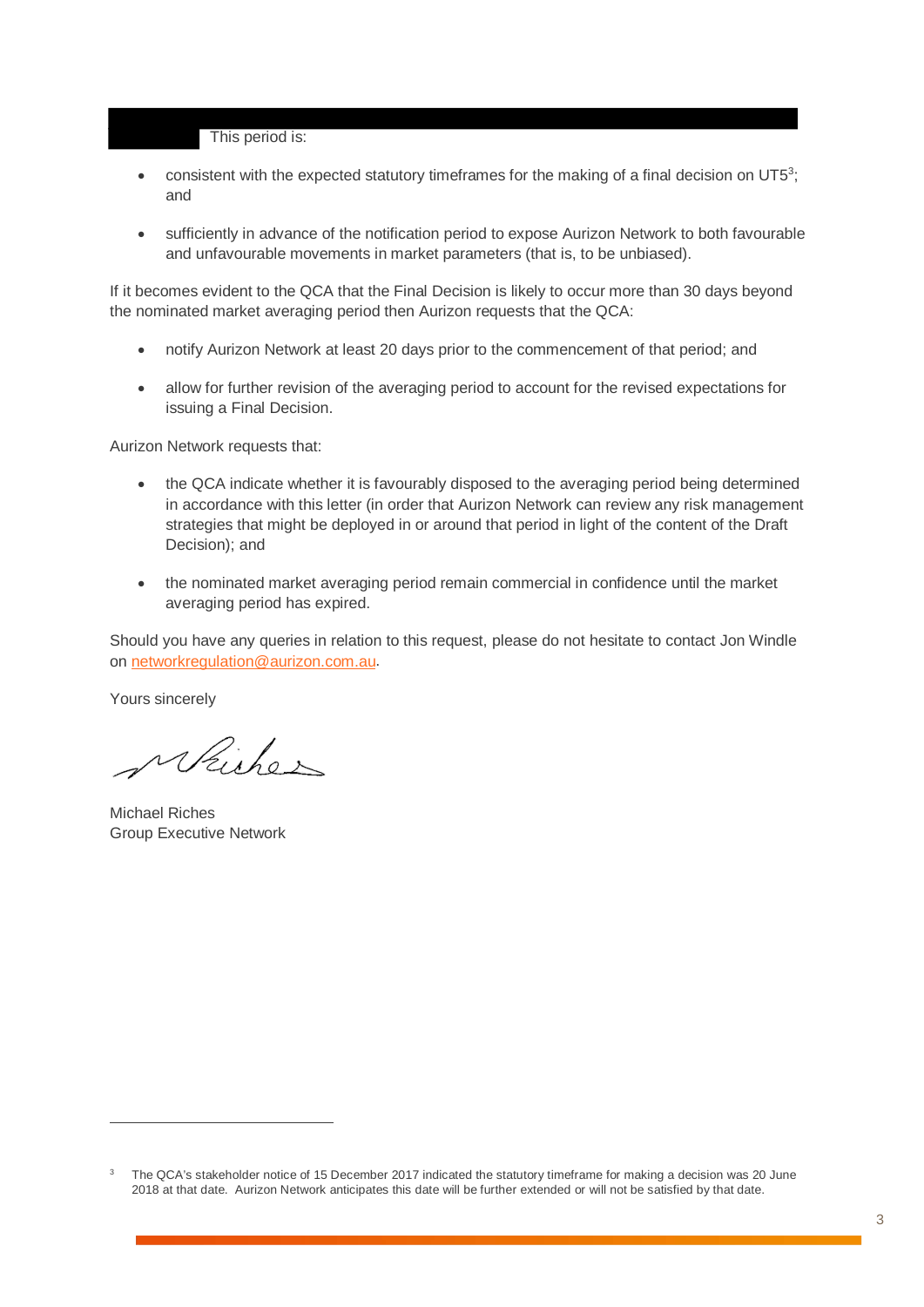This period is:

- consistent with the expected statutory timeframes for the making of a final decision on UT5[3]; and
- sufficiently in advance of the notification period to expose Aurizon Network to both favourable and unfavourable movements in market parameters (that is, to be unbiased).

If it becomes evident to the QCA that the Final Decision is likely to occur more than 30 days beyond the nominated market averaging period then Aurizon requests that the QCA:

- notify Aurizon Network at least 20 days prior to the commencement of that period; and
- allow for further revision of the averaging period to account for the revised expectations for issuing a Final Decision.

Aurizon Network requests that:

- the QCA indicate whether it is favourably disposed to the averaging period being determined in accordance with this letter (in order that Aurizon Network can review any risk management strategies that might be deployed in or around that period in light of the content of the Draft Decision); and
- the nominated market averaging period remain commercial in confidence until the market averaging period has expired.

Should you have any queries in relation to this request, please do not hesitate to contact Jon Windle on networkregulation@aurizon.com.au.

Yours sincerely

Michael Riches
Group Executive Network

---

[3] The QCA's stakeholder notice of 15 December 2017 indicated the statutory timeframe for making a decision was 20 June 2018 at that date. Aurizon Network anticipates this date will be further extended or will not be satisfied by that date.